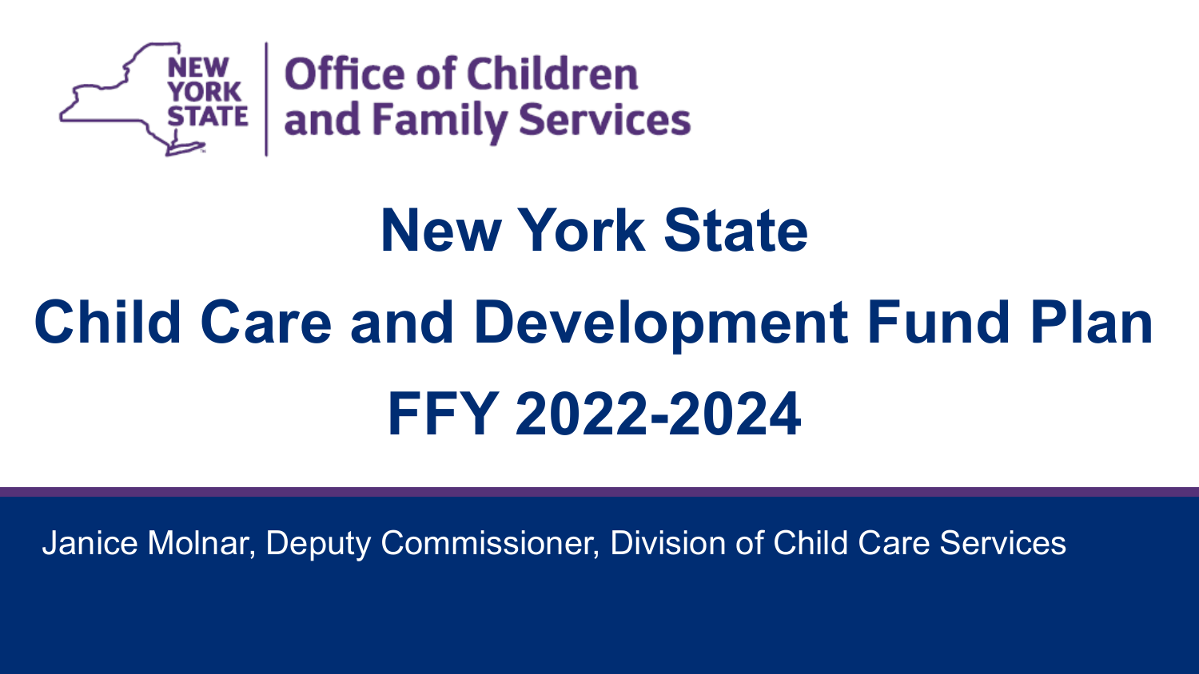NEW YORK STATE | Office of Children and Family Services

# New York State Child Care and Development Fund Plan FFY 2022-2024

Janice Molnar, Deputy Commissioner, Division of Child Care Services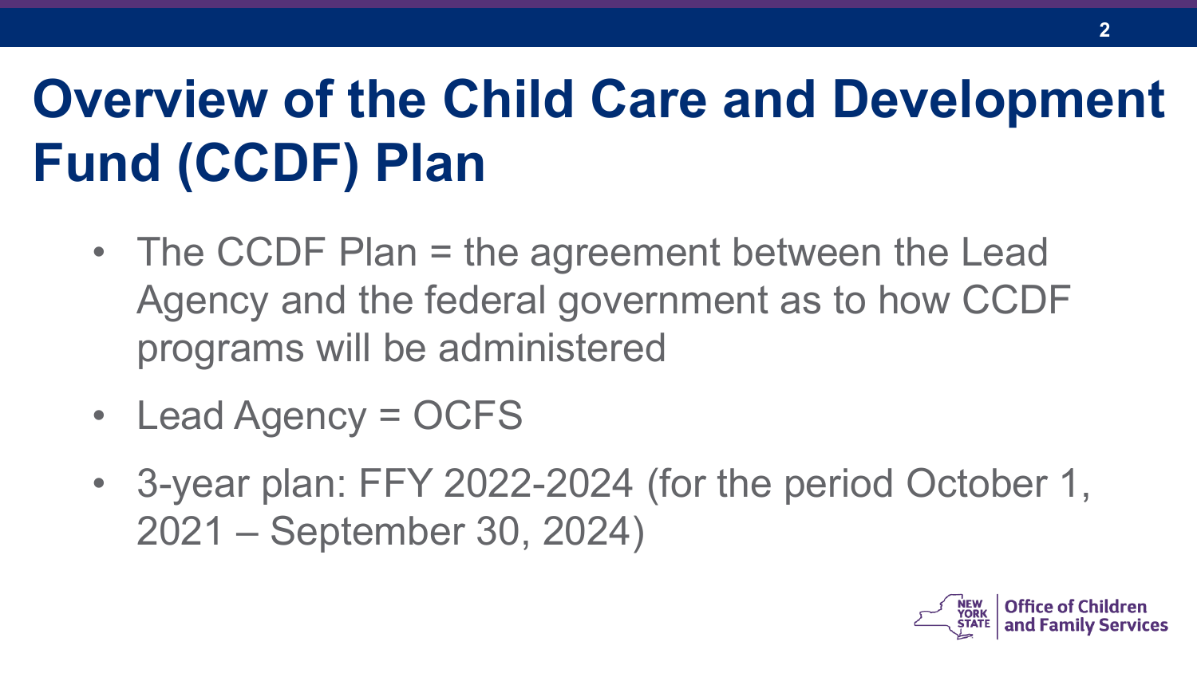# Overview of the Child Care and Development Fund (CCDF) Plan

- The CCDF Plan = the agreement between the Lead Agency and the federal government as to how CCDF programs will be administered
- Lead Agency = OCFS
- 3-year plan: FFY 2022-2024 (for the period October 1, 2021 – September 30, 2024)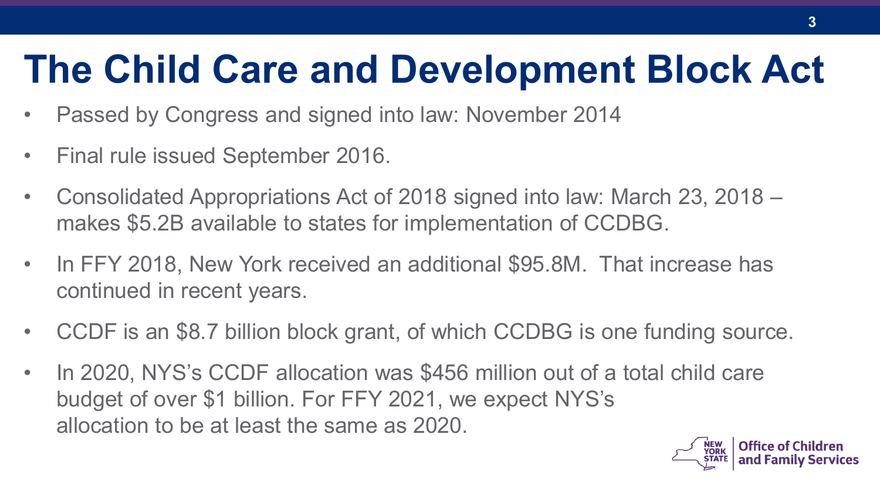# The Child Care and Development Block Act

- Passed by Congress and signed into law: November 2014
- Final rule issued September 2016.
- Consolidated Appropriations Act of 2018 signed into law: March 23, 2018 – makes $5.2B available to states for implementation of CCDBG.
- In FFY 2018, New York received an additional $95.8M. That increase has continued in recent years.
- CCDF is an $8.7 billion block grant, of which CCDBG is one funding source.
- In 2020, NYS's CCDF allocation was $456 million out of a total child care budget of over $1 billion. For FFY 2021, we expect NYS's allocation to be at least the same as 2020.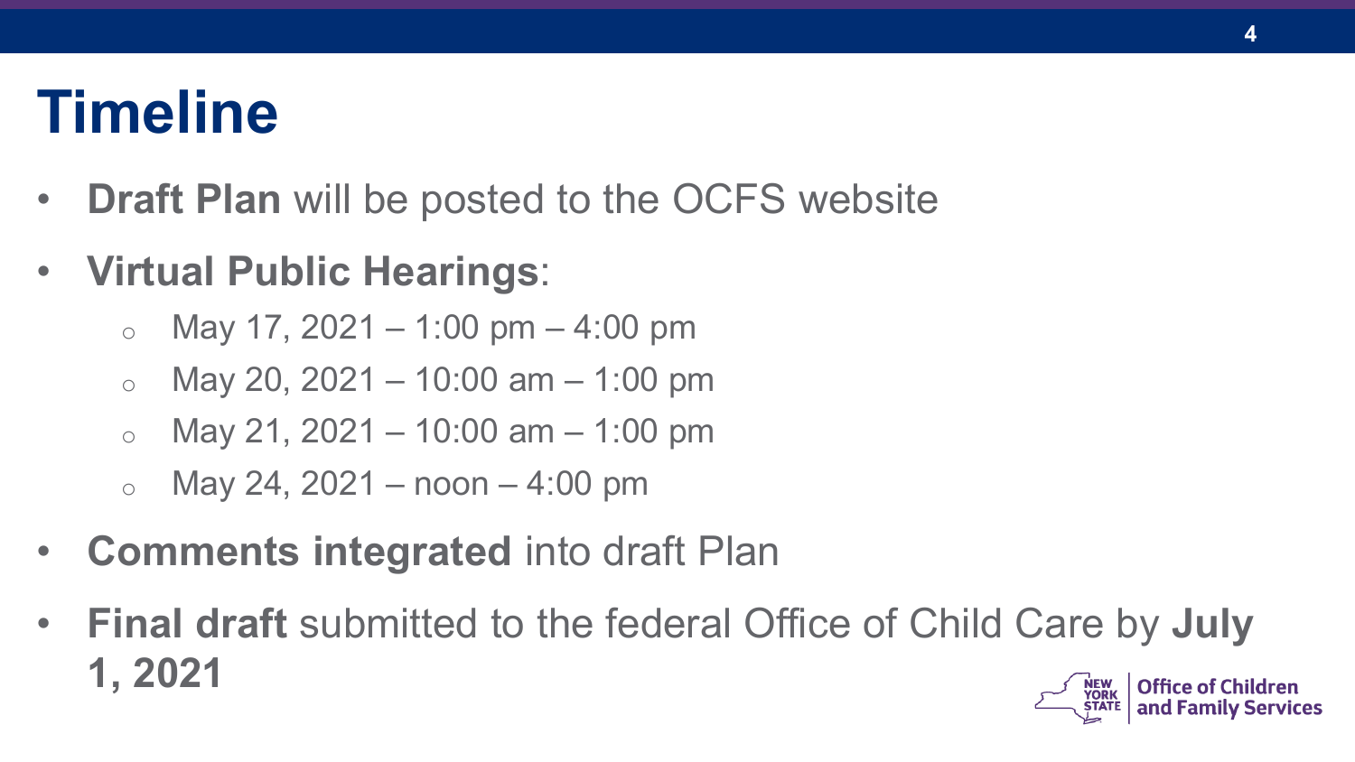# Timeline

- **Draft Plan** will be posted to the OCFS website
- **Virtual Public Hearings**:
  - May 17, 2021 – 1:00 pm – 4:00 pm
  - May 20, 2021 – 10:00 am – 1:00 pm
  - May 21, 2021 – 10:00 am – 1:00 pm
  - May 24, 2021 – noon – 4:00 pm
- **Comments integrated** into draft Plan
- **Final draft** submitted to the federal Office of Child Care by **July 1, 2021**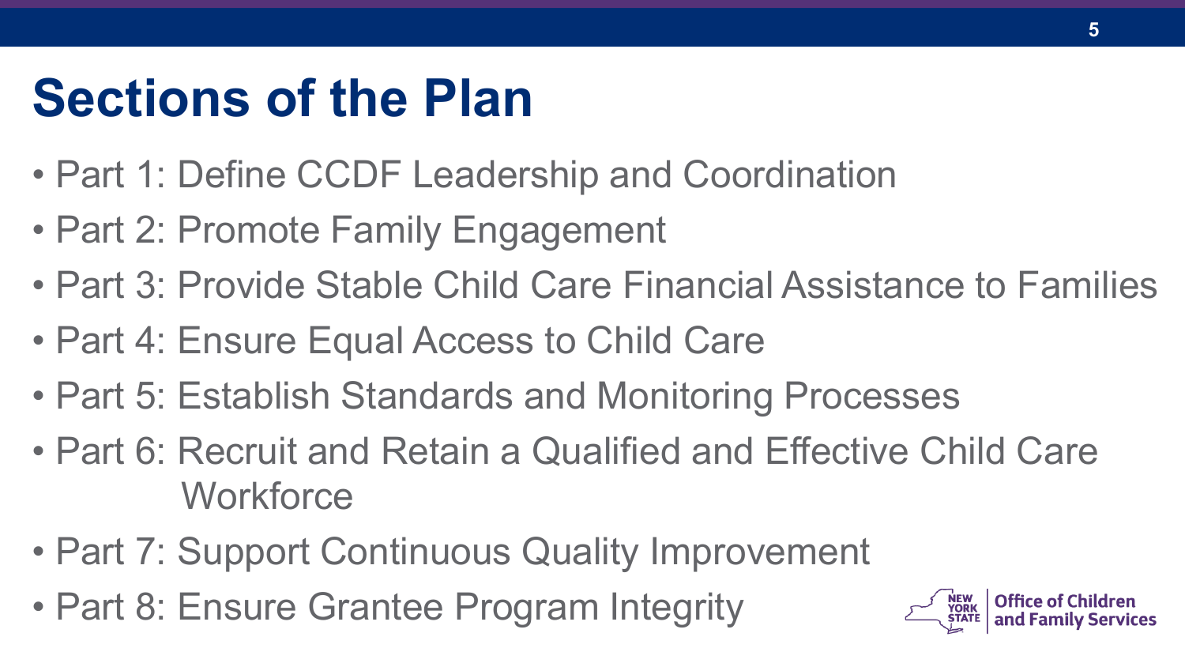# Sections of the Plan

- Part 1: Define CCDF Leadership and Coordination
- Part 2: Promote Family Engagement
- Part 3: Provide Stable Child Care Financial Assistance to Families
- Part 4: Ensure Equal Access to Child Care
- Part 5: Establish Standards and Monitoring Processes
- Part 6: Recruit and Retain a Qualified and Effective Child Care Workforce
- Part 7: Support Continuous Quality Improvement
- Part 8: Ensure Grantee Program Integrity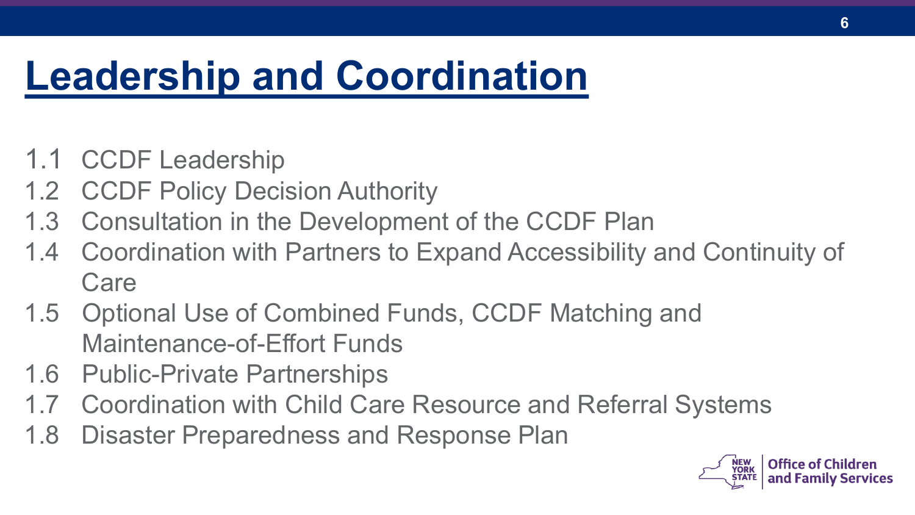# Leadership and Coordination

1.1 CCDF Leadership
1.2 CCDF Policy Decision Authority
1.3 Consultation in the Development of the CCDF Plan
1.4 Coordination with Partners to Expand Accessibility and Continuity of Care
1.5 Optional Use of Combined Funds, CCDF Matching and Maintenance-of-Effort Funds
1.6 Public-Private Partnerships
1.7 Coordination with Child Care Resource and Referral Systems
1.8 Disaster Preparedness and Response Plan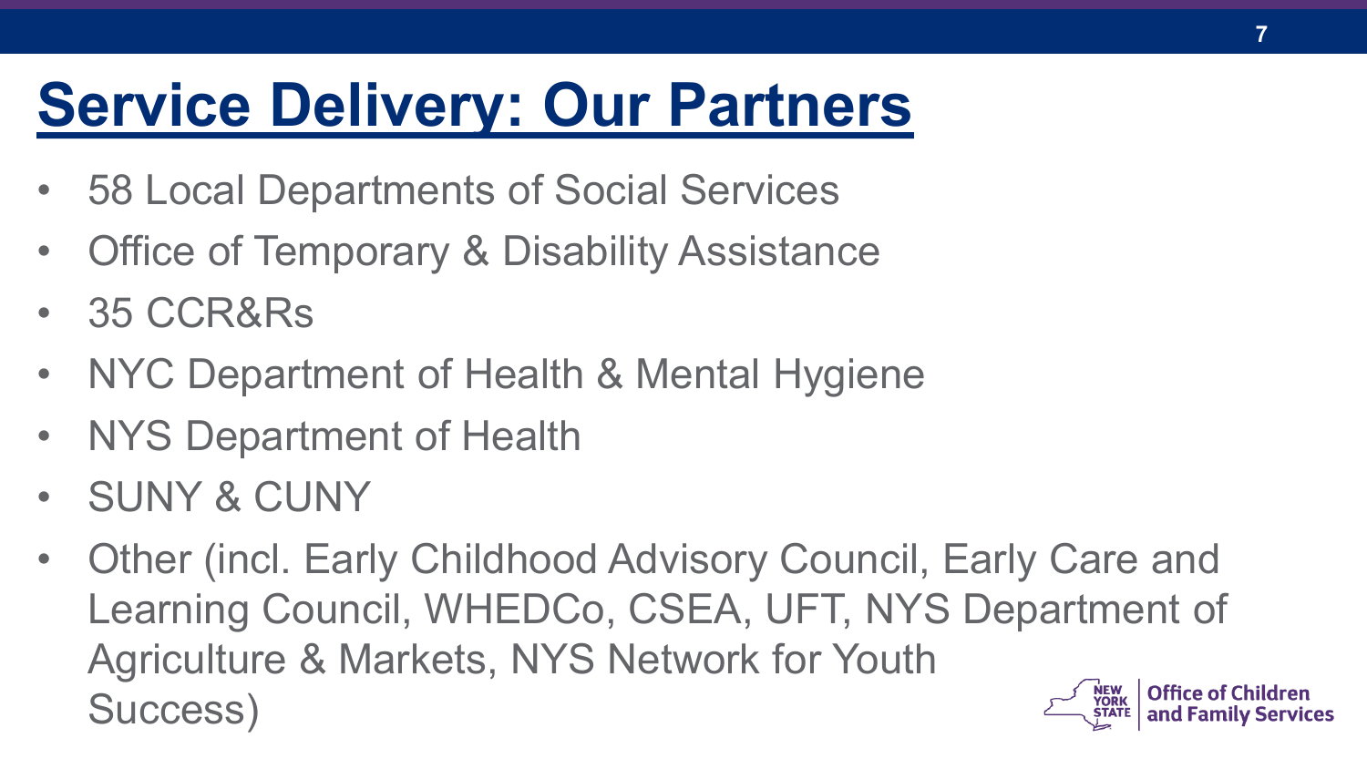# Service Delivery: Our Partners

- 58 Local Departments of Social Services
- Office of Temporary & Disability Assistance
- 35 CCR&Rs
- NYC Department of Health & Mental Hygiene
- NYS Department of Health
- SUNY & CUNY
- Other (incl. Early Childhood Advisory Council, Early Care and Learning Council, WHEDCo, CSEA, UFT, NYS Department of Agriculture & Markets, NYS Network for Youth Success)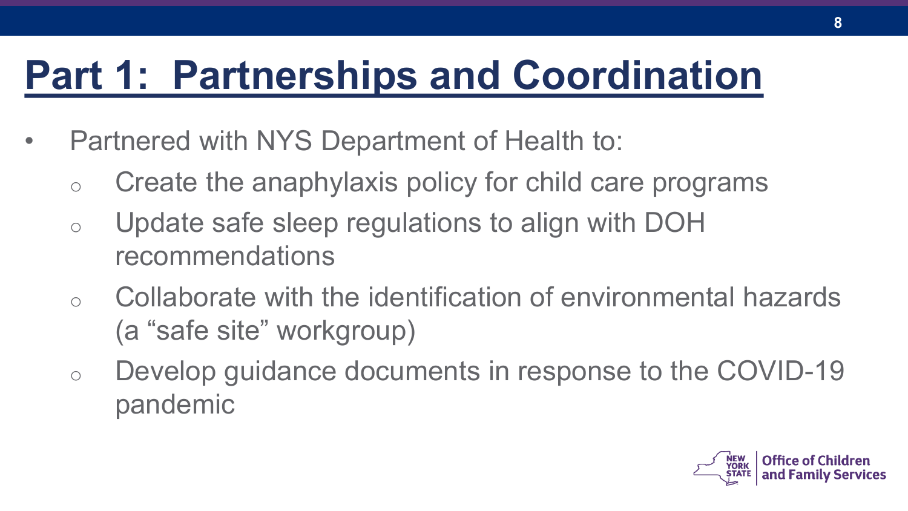# Part 1: Partnerships and Coordination

- Partnered with NYS Department of Health to:
  - Create the anaphylaxis policy for child care programs
  - Update safe sleep regulations to align with DOH recommendations
  - Collaborate with the identification of environmental hazards (a "safe site" workgroup)
  - Develop guidance documents in response to the COVID-19 pandemic

NEW YORK STATE | Office of Children and Family Services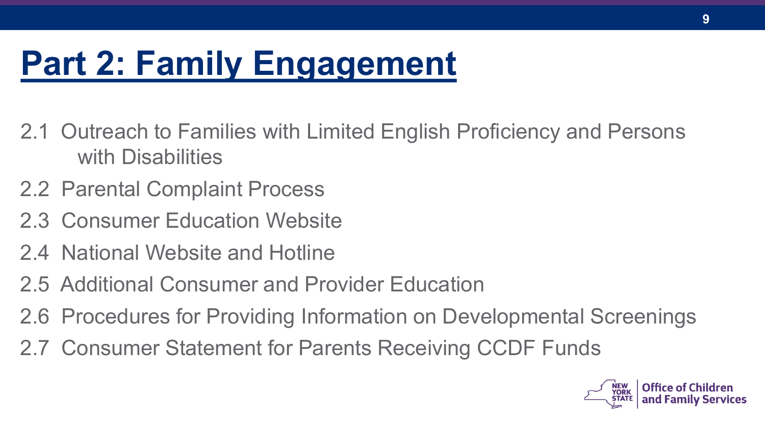# Part 2: Family Engagement

- 2.1 Outreach to Families with Limited English Proficiency and Persons with Disabilities
- 2.2 Parental Complaint Process
- 2.3 Consumer Education Website
- 2.4 National Website and Hotline
- 2.5 Additional Consumer and Provider Education
- 2.6 Procedures for Providing Information on Developmental Screenings
- 2.7 Consumer Statement for Parents Receiving CCDF Funds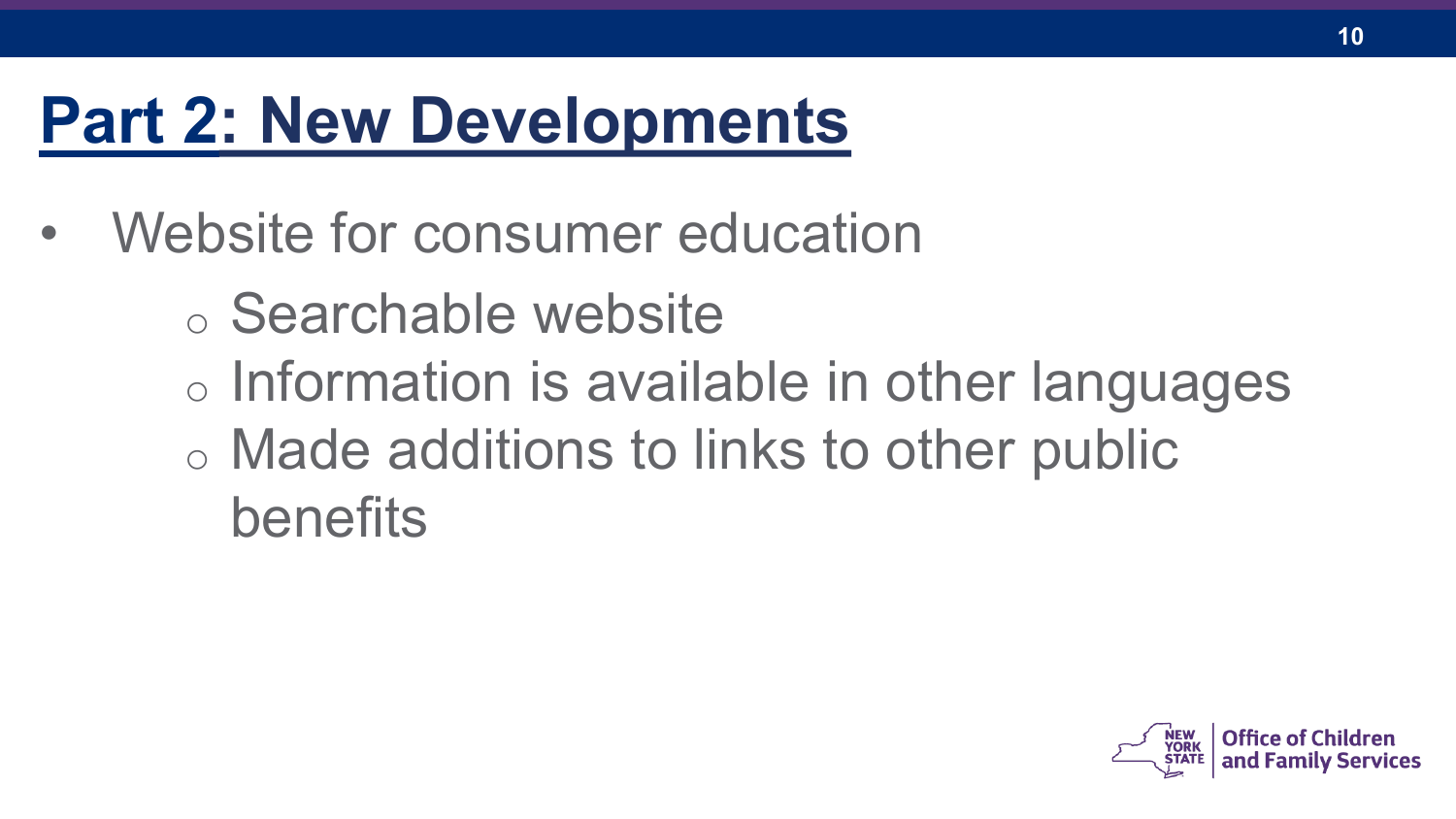# Part 2: New Developments

- Website for consumer education
  - Searchable website
  - Information is available in other languages
  - Made additions to links to other public benefits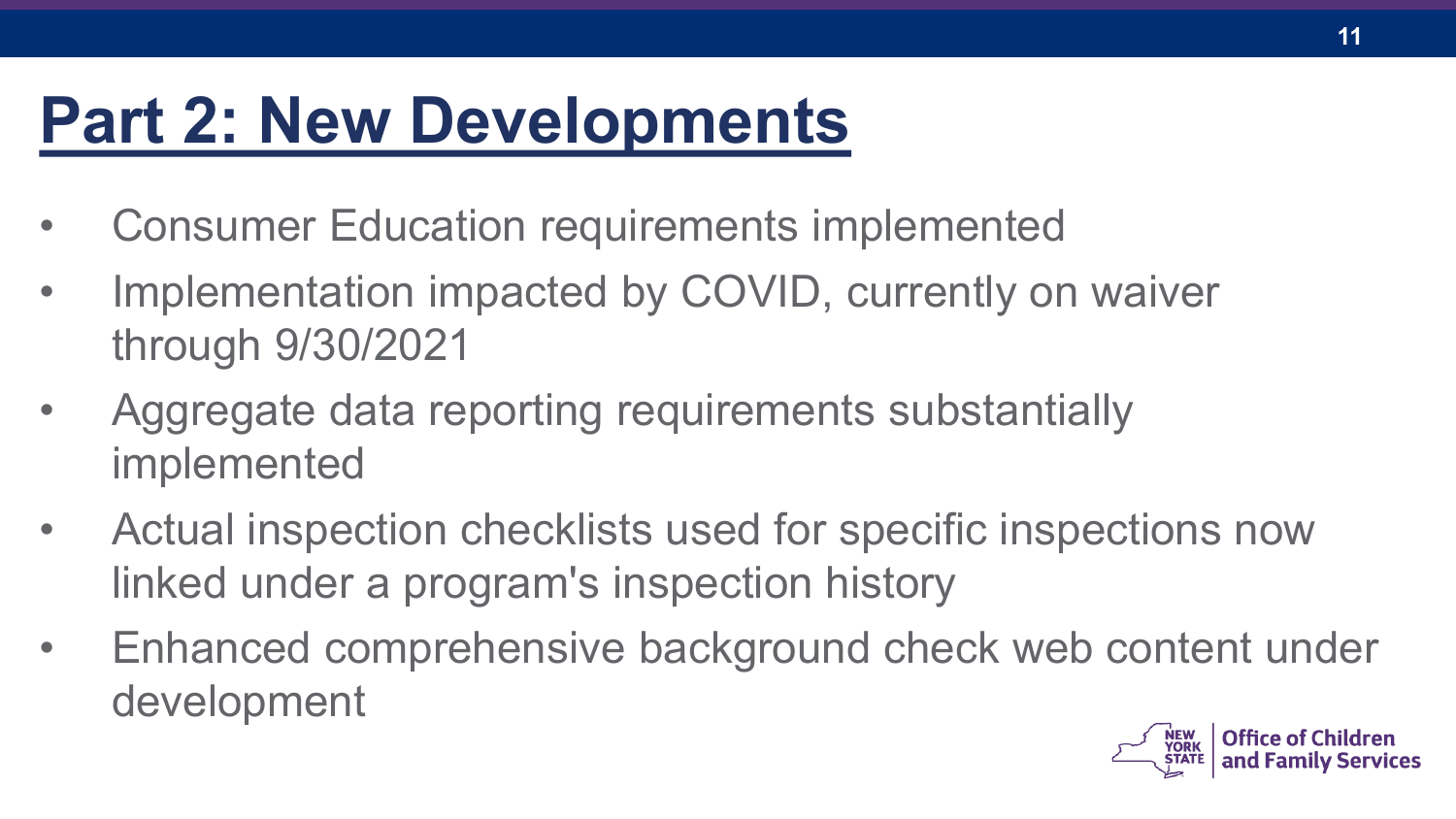# Part 2: New Developments

- Consumer Education requirements implemented
- Implementation impacted by COVID, currently on waiver through 9/30/2021
- Aggregate data reporting requirements substantially implemented
- Actual inspection checklists used for specific inspections now linked under a program's inspection history
- Enhanced comprehensive background check web content under development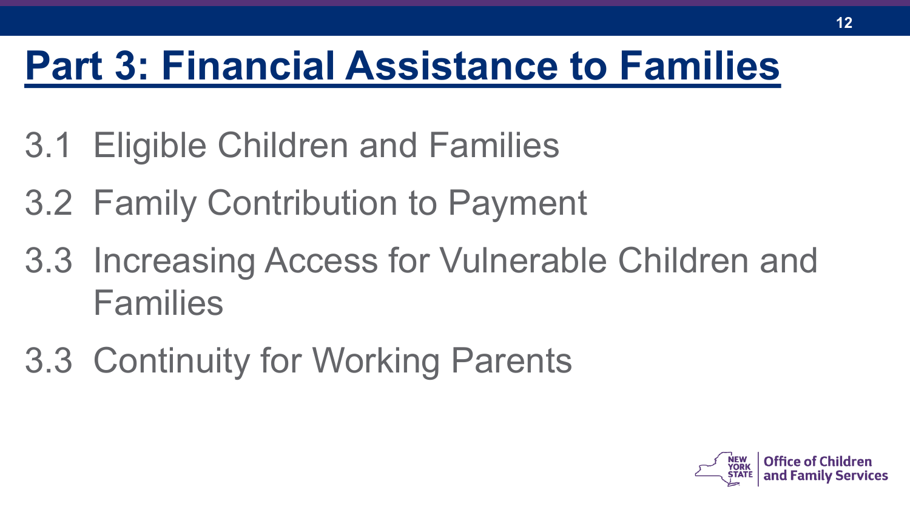# Part 3: Financial Assistance to Families

3.1 Eligible Children and Families

3.2 Family Contribution to Payment

3.3 Increasing Access for Vulnerable Children and Families

3.3 Continuity for Working Parents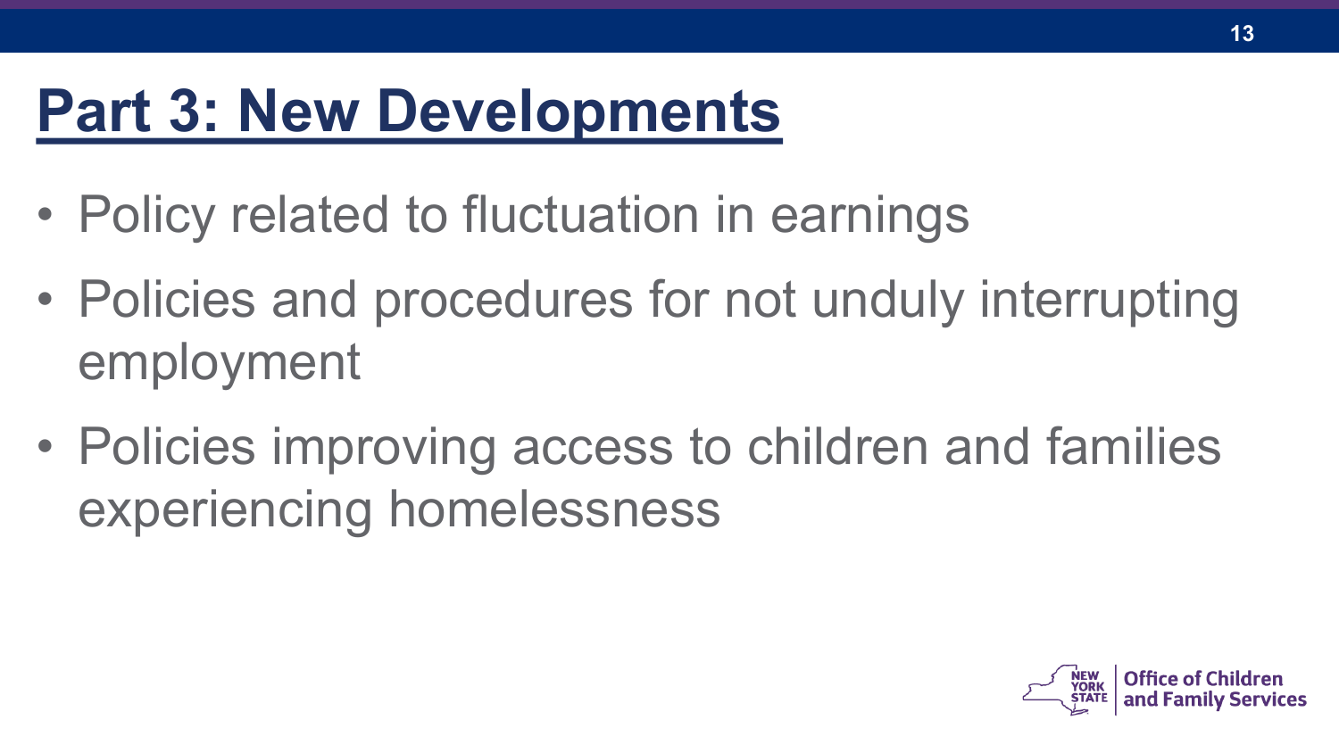# Part 3: New Developments

- Policy related to fluctuation in earnings
- Policies and procedures for not unduly interrupting employment
- Policies improving access to children and families experiencing homelessness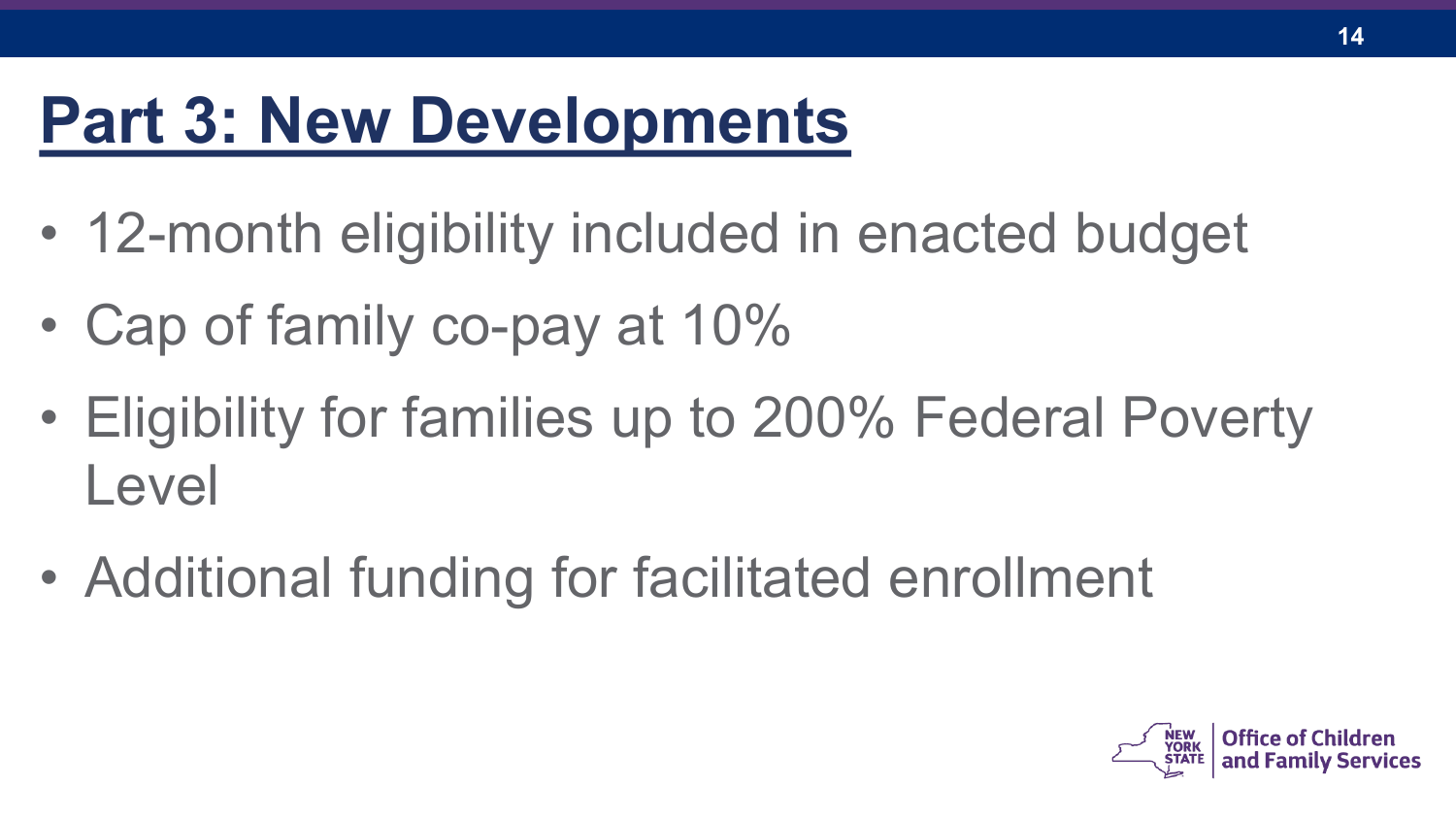# Part 3: New Developments

- 12-month eligibility included in enacted budget
- Cap of family co-pay at 10%
- Eligibility for families up to 200% Federal Poverty Level
- Additional funding for facilitated enrollment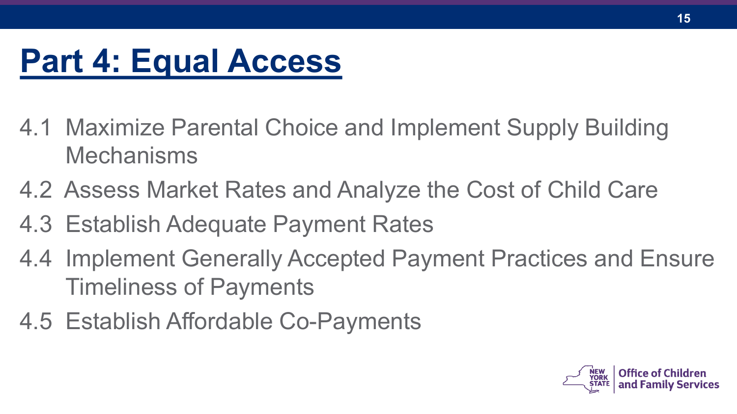# Part 4: Equal Access

4.1 Maximize Parental Choice and Implement Supply Building Mechanisms

4.2 Assess Market Rates and Analyze the Cost of Child Care

4.3 Establish Adequate Payment Rates

4.4 Implement Generally Accepted Payment Practices and Ensure Timeliness of Payments

4.5 Establish Affordable Co-Payments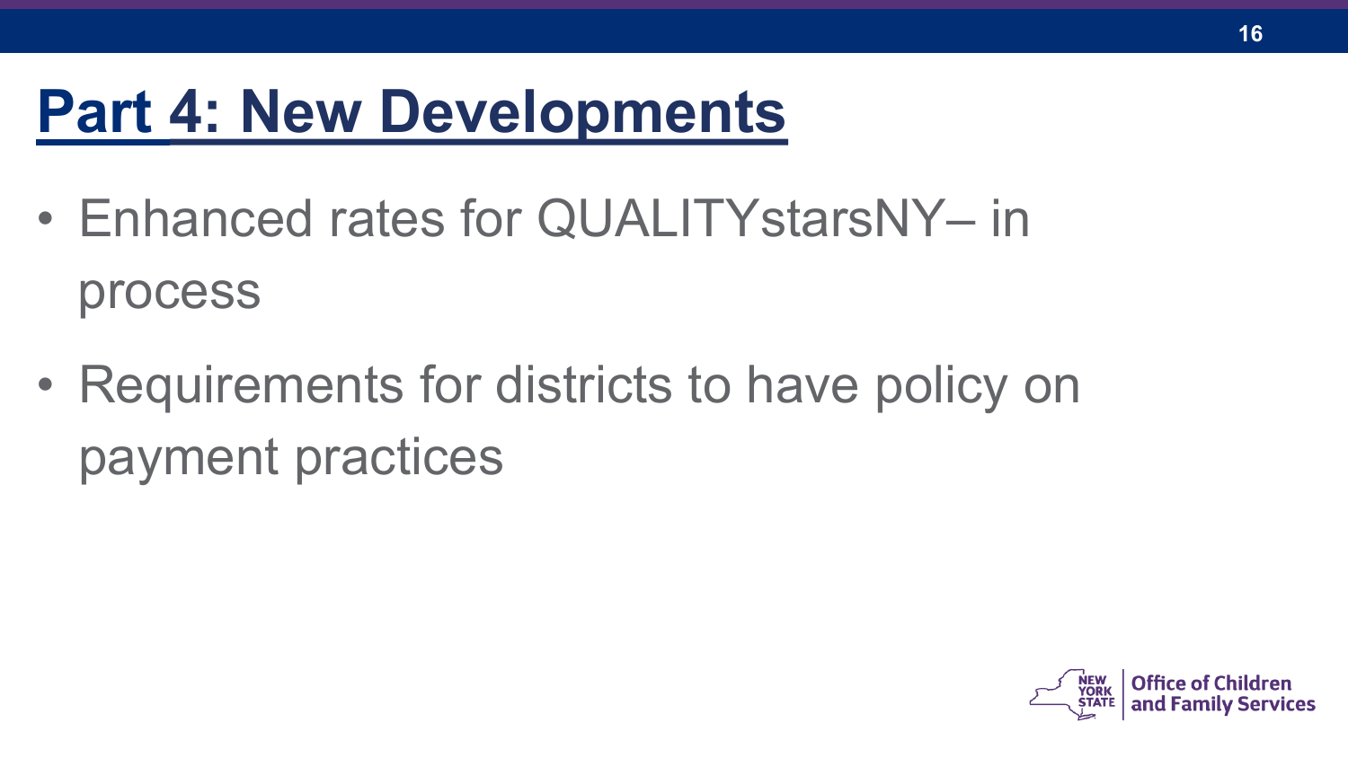# Part 4: New Developments

- Enhanced rates for QUALITYstarsNY– in process
- Requirements for districts to have policy on payment practices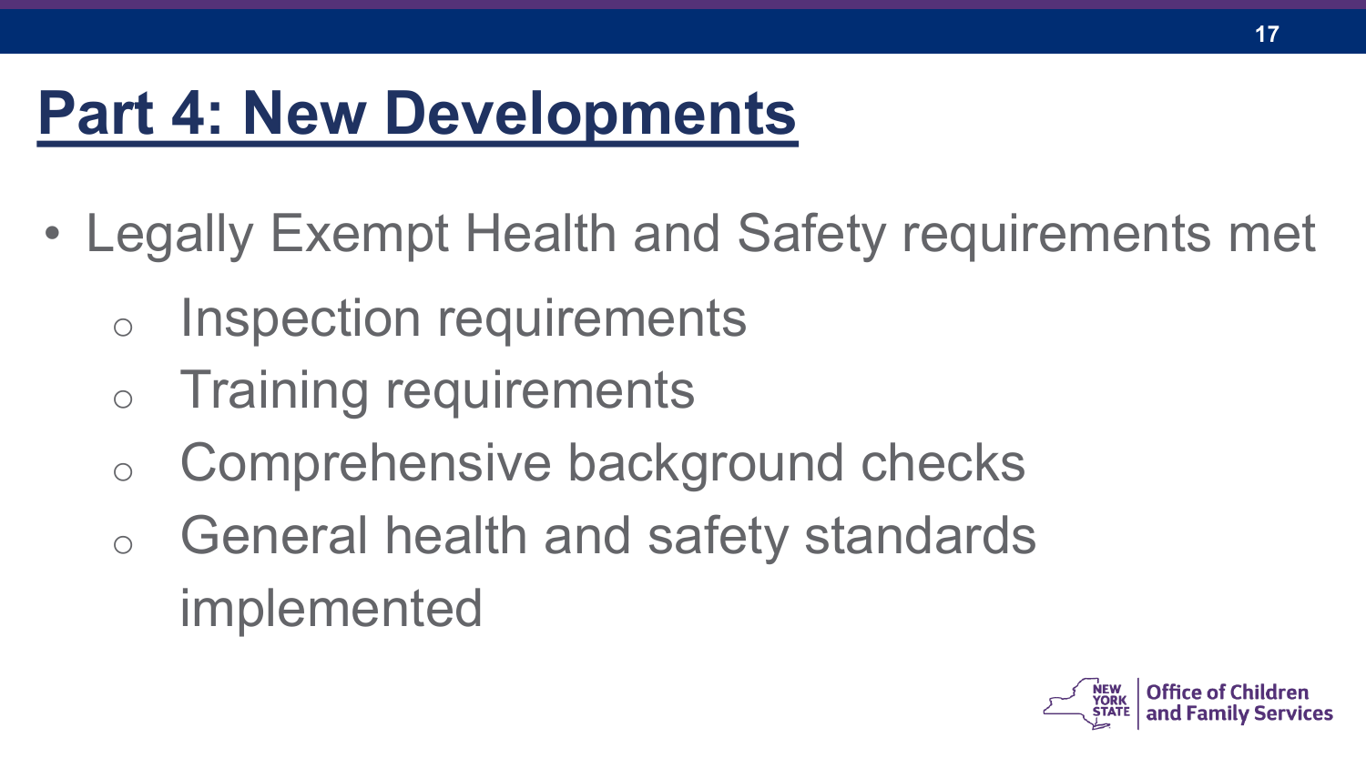# Part 4: New Developments

- Legally Exempt Health and Safety requirements met
  - Inspection requirements
  - Training requirements
  - Comprehensive background checks
  - General health and safety standards implemented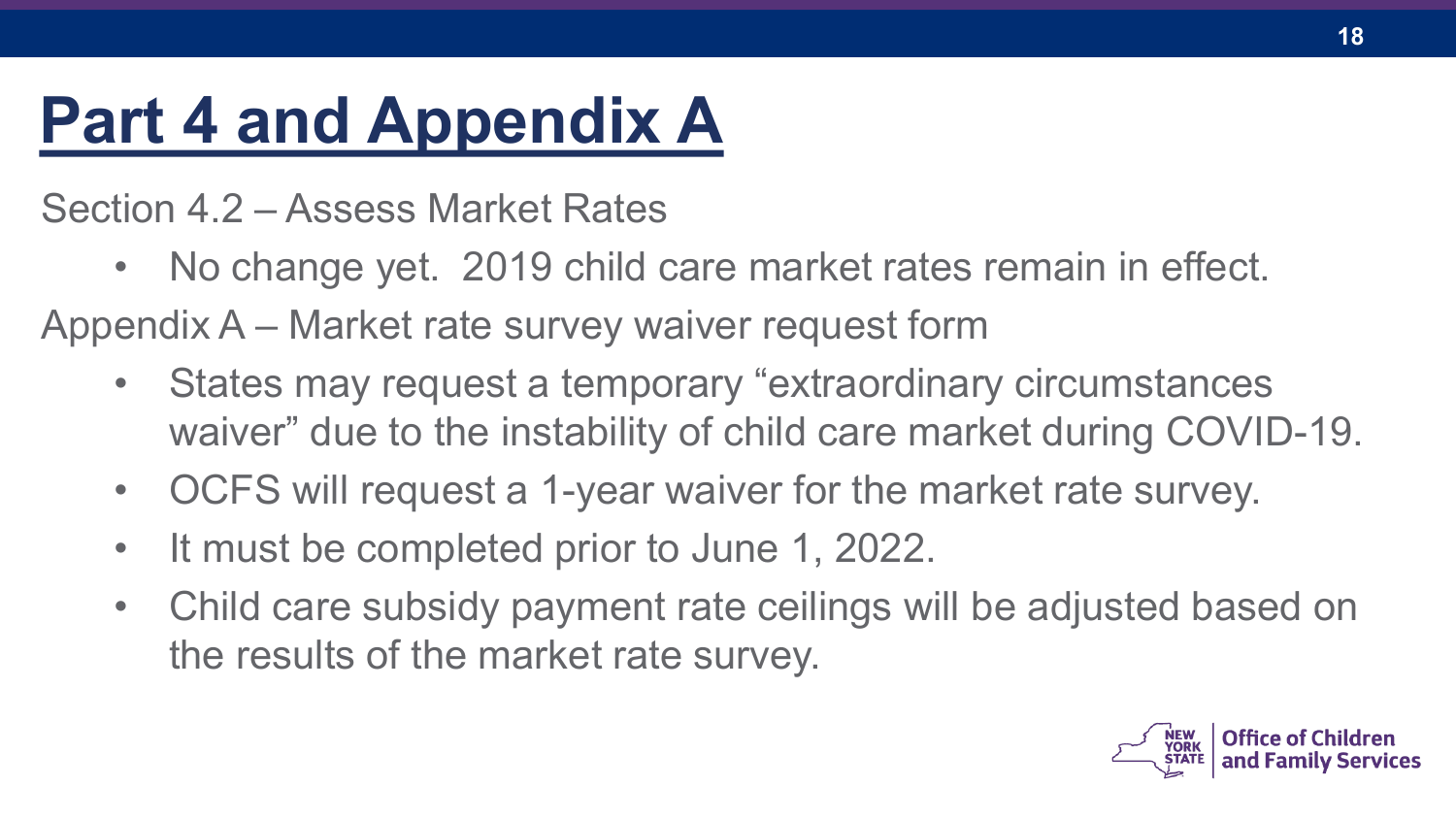# Part 4 and Appendix A

Section 4.2 – Assess Market Rates

- No change yet. 2019 child care market rates remain in effect.

Appendix A – Market rate survey waiver request form

- States may request a temporary "extraordinary circumstances waiver" due to the instability of child care market during COVID-19.
- OCFS will request a 1-year waiver for the market rate survey.
- It must be completed prior to June 1, 2022.
- Child care subsidy payment rate ceilings will be adjusted based on the results of the market rate survey.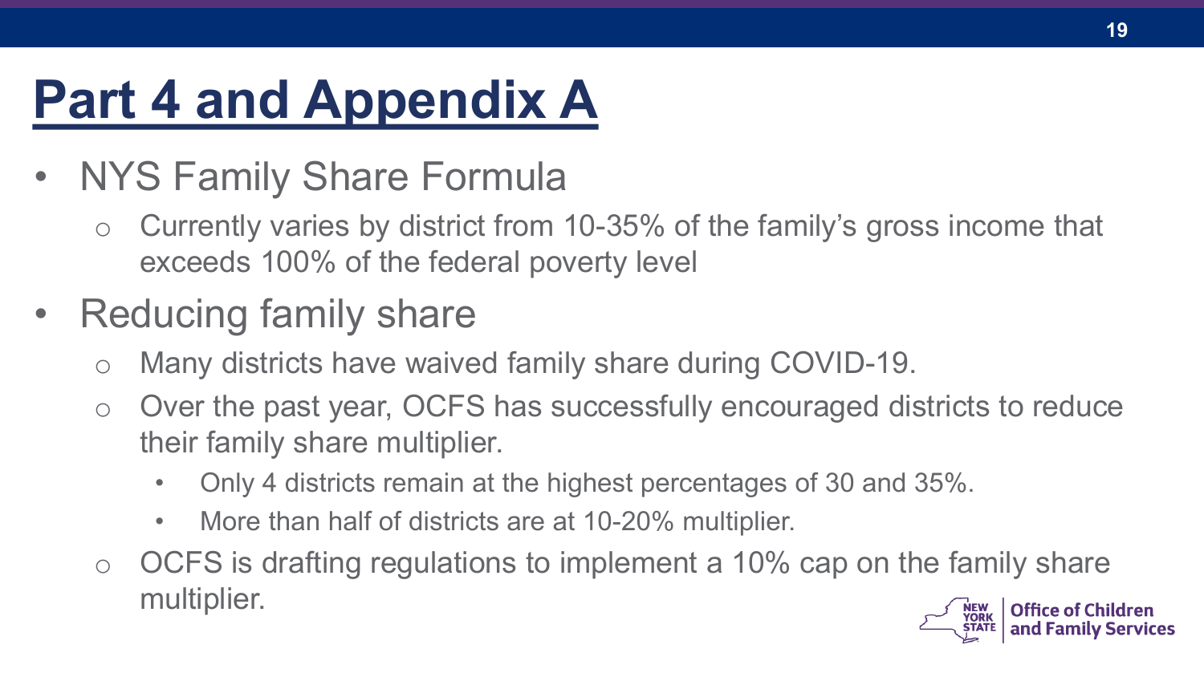# Part 4 and Appendix A

- NYS Family Share Formula
  - Currently varies by district from 10-35% of the family's gross income that exceeds 100% of the federal poverty level
- Reducing family share
  - Many districts have waived family share during COVID-19.
  - Over the past year, OCFS has successfully encouraged districts to reduce their family share multiplier.
    - Only 4 districts remain at the highest percentages of 30 and 35%.
    - More than half of districts are at 10-20% multiplier.
  - OCFS is drafting regulations to implement a 10% cap on the family share multiplier.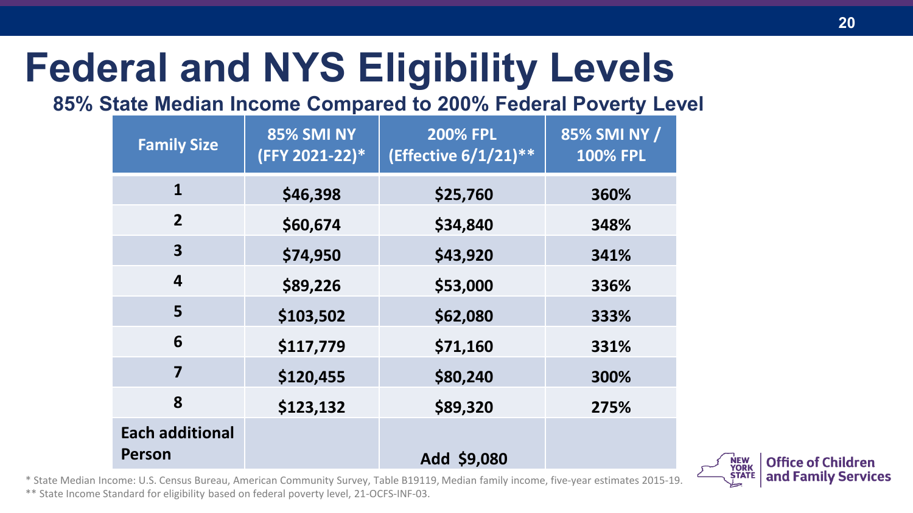# Federal and NYS Eligibility Levels

**85% State Median Income Compared to 200% Federal Poverty Level**

| Family Size | 85% SMI NY (FFY 2021-22)* | 200% FPL (Effective 6/1/21)** | 85% SMI NY / 100% FPL |
|---|---|---|---|
| 1 | $46,398 | $25,760 | 360% |
| 2 | $60,674 | $34,840 | 348% |
| 3 | $74,950 | $43,920 | 341% |
| 4 | $89,226 | $53,000 | 336% |
| 5 | $103,502 | $62,080 | 333% |
| 6 | $117,779 | $71,160 | 331% |
| 7 | $120,455 | $80,240 | 300% |
| 8 | $123,132 | $89,320 | 275% |
| Each additional Person | | Add $9,080 | |

* State Median Income: U.S. Census Bureau, American Community Survey, Table B19119, Median family income, five-year estimates 2015-19.

** State Income Standard for eligibility based on federal poverty level, 21-OCFS-INF-03.

New York State Office of Children and Family Services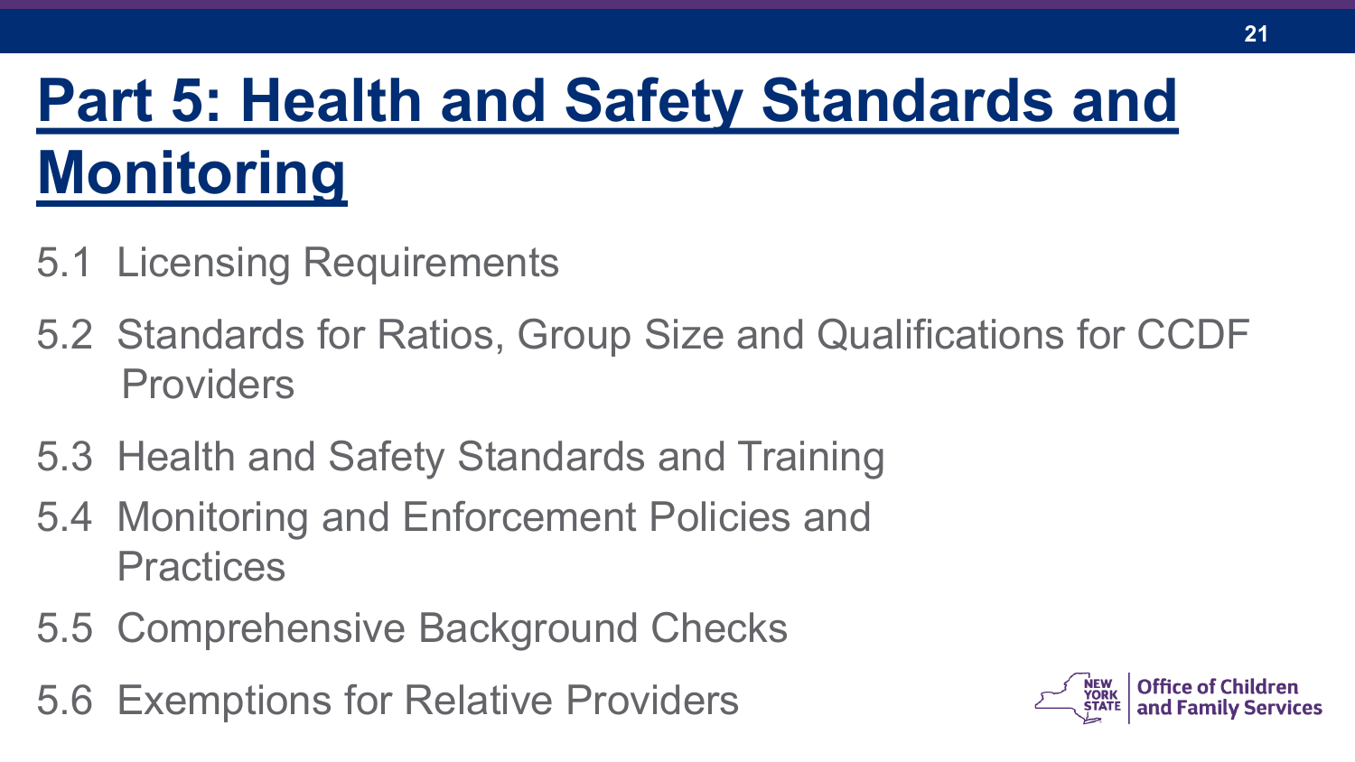# Part 5: Health and Safety Standards and Monitoring

5.1 Licensing Requirements

5.2 Standards for Ratios, Group Size and Qualifications for CCDF Providers

5.3 Health and Safety Standards and Training

5.4 Monitoring and Enforcement Policies and Practices

5.5 Comprehensive Background Checks

5.6 Exemptions for Relative Providers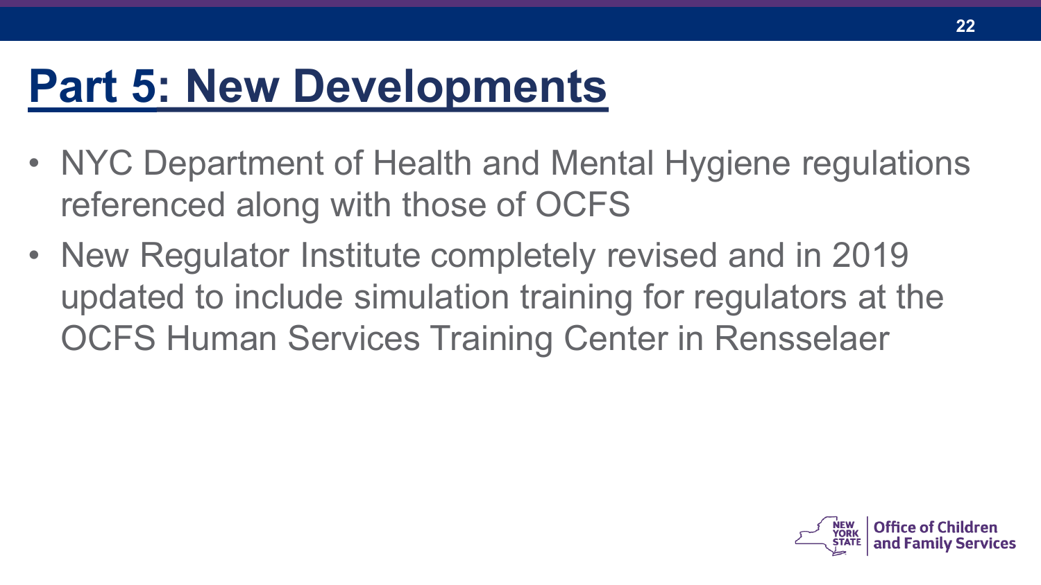# Part 5: New Developments

- NYC Department of Health and Mental Hygiene regulations referenced along with those of OCFS
- New Regulator Institute completely revised and in 2019 updated to include simulation training for regulators at the OCFS Human Services Training Center in Rensselaer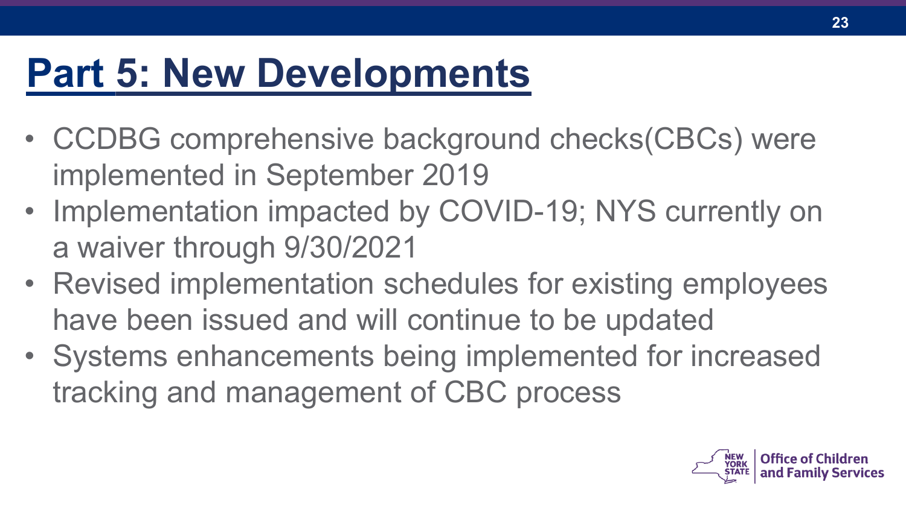# Part 5: New Developments

- CCDBG comprehensive background checks(CBCs) were implemented in September 2019
- Implementation impacted by COVID-19; NYS currently on a waiver through 9/30/2021
- Revised implementation schedules for existing employees have been issued and will continue to be updated
- Systems enhancements being implemented for increased tracking and management of CBC process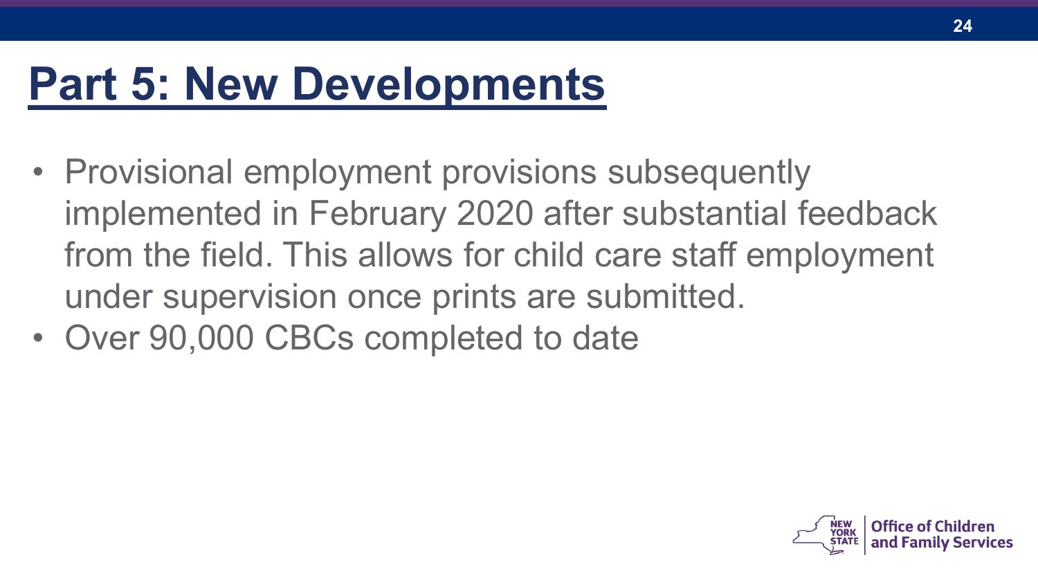# Part 5: New Developments

- Provisional employment provisions subsequently implemented in February 2020 after substantial feedback from the field. This allows for child care staff employment under supervision once prints are submitted.
- Over 90,000 CBCs completed to date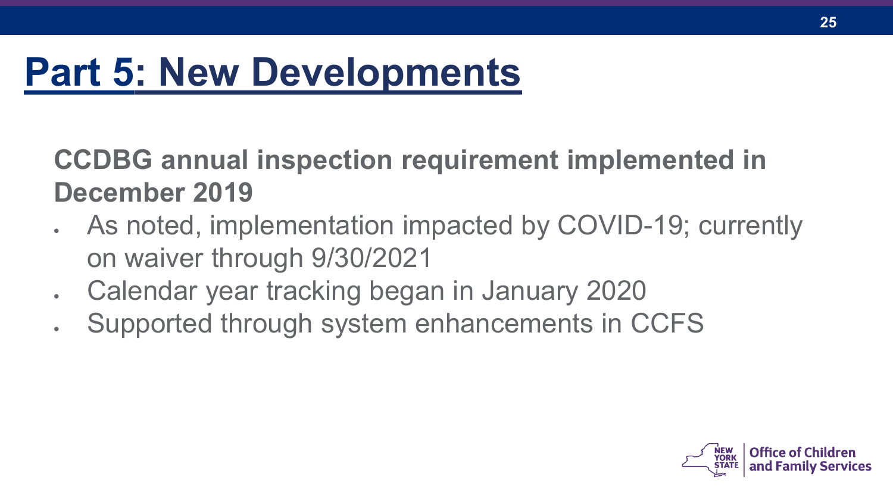# Part 5: New Developments

**CCDBG annual inspection requirement implemented in December 2019**

- As noted, implementation impacted by COVID-19; currently on waiver through 9/30/2021
- Calendar year tracking began in January 2020
- Supported through system enhancements in CCFS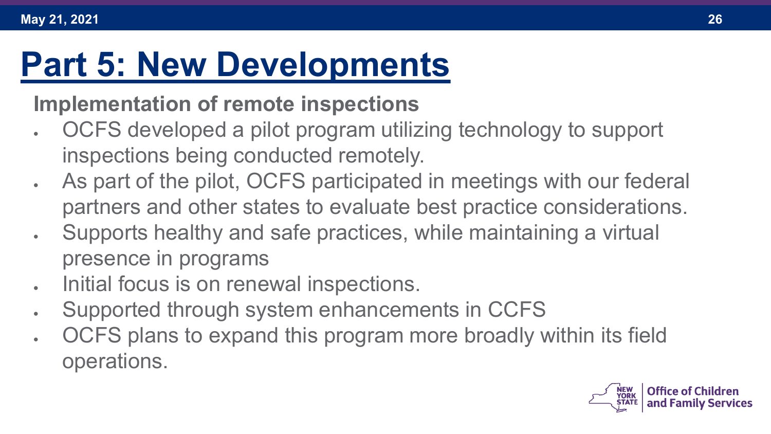# Part 5: New Developments

**Implementation of remote inspections**

- OCFS developed a pilot program utilizing technology to support inspections being conducted remotely.
- As part of the pilot, OCFS participated in meetings with our federal partners and other states to evaluate best practice considerations.
- Supports healthy and safe practices, while maintaining a virtual presence in programs
- Initial focus is on renewal inspections.
- Supported through system enhancements in CCFS
- OCFS plans to expand this program more broadly within its field operations.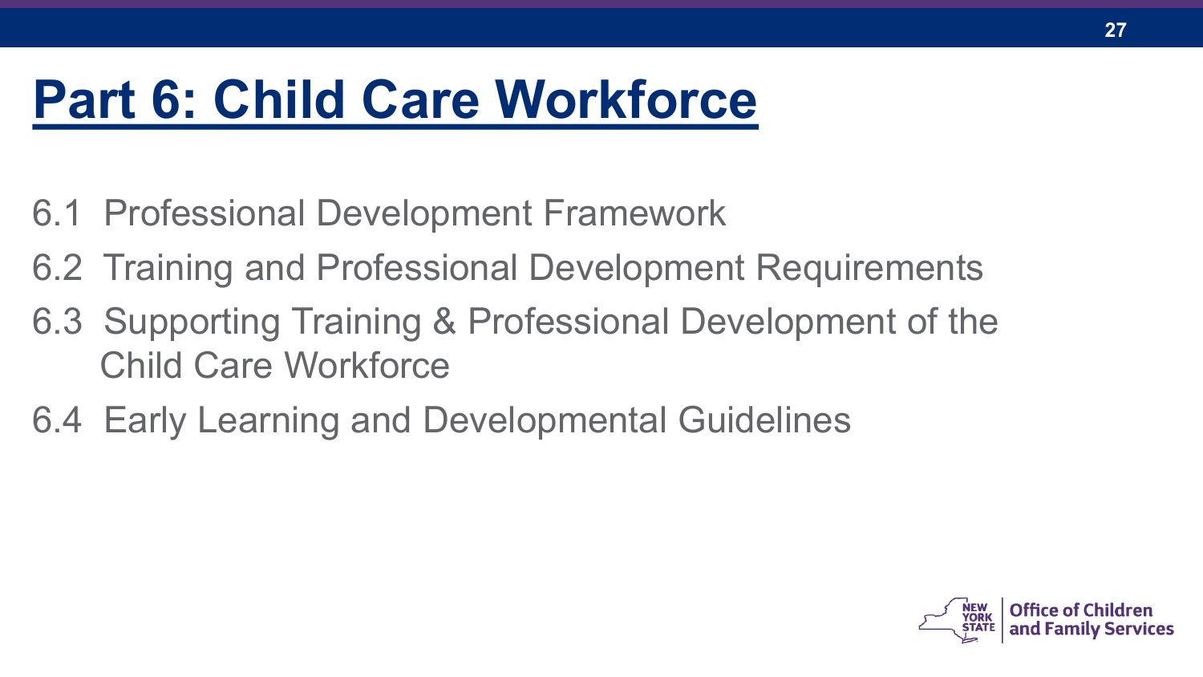# Part 6: Child Care Workforce

6.1 Professional Development Framework

6.2 Training and Professional Development Requirements

6.3 Supporting Training & Professional Development of the Child Care Workforce

6.4 Early Learning and Developmental Guidelines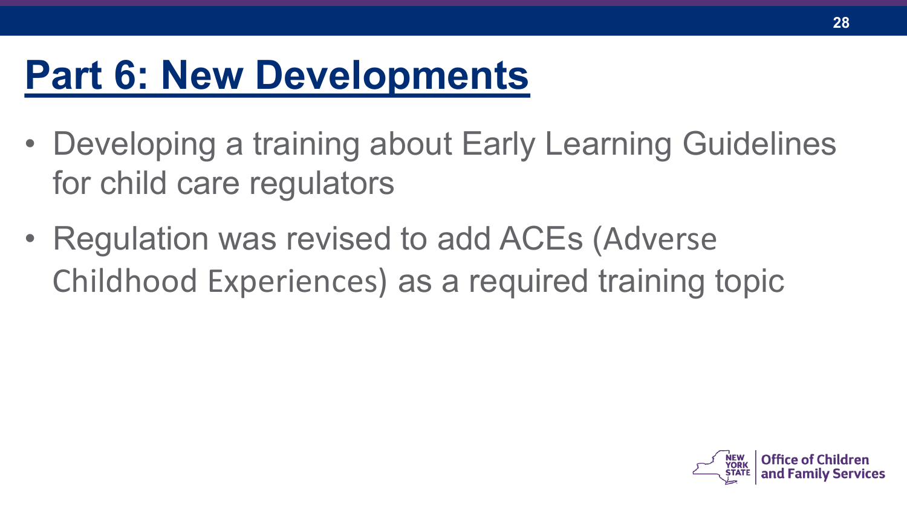# Part 6: New Developments

- Developing a training about Early Learning Guidelines for child care regulators
- Regulation was revised to add ACEs (Adverse Childhood Experiences) as a required training topic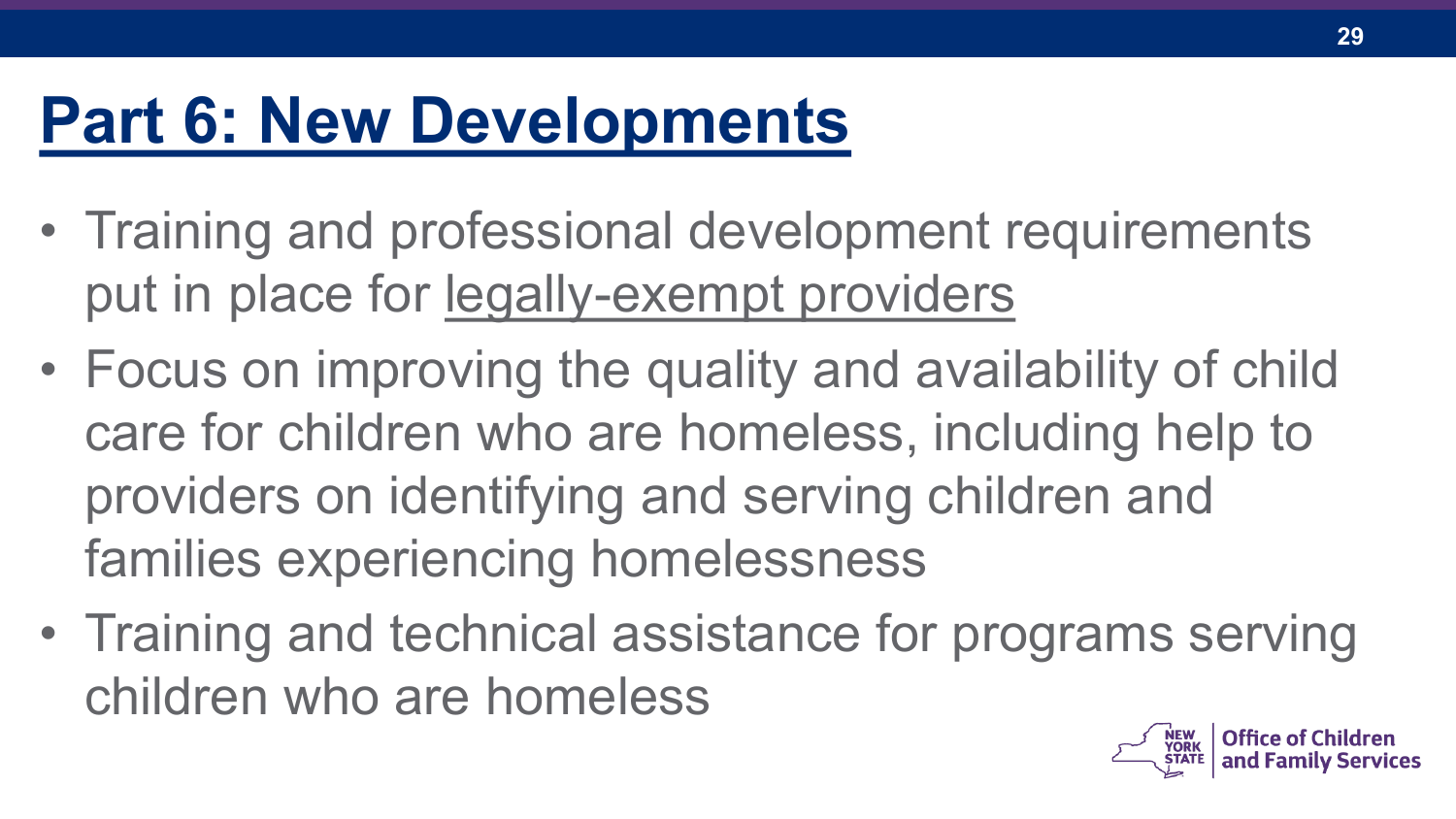# Part 6: New Developments

- Training and professional development requirements put in place for legally-exempt providers
- Focus on improving the quality and availability of child care for children who are homeless, including help to providers on identifying and serving children and families experiencing homelessness
- Training and technical assistance for programs serving children who are homeless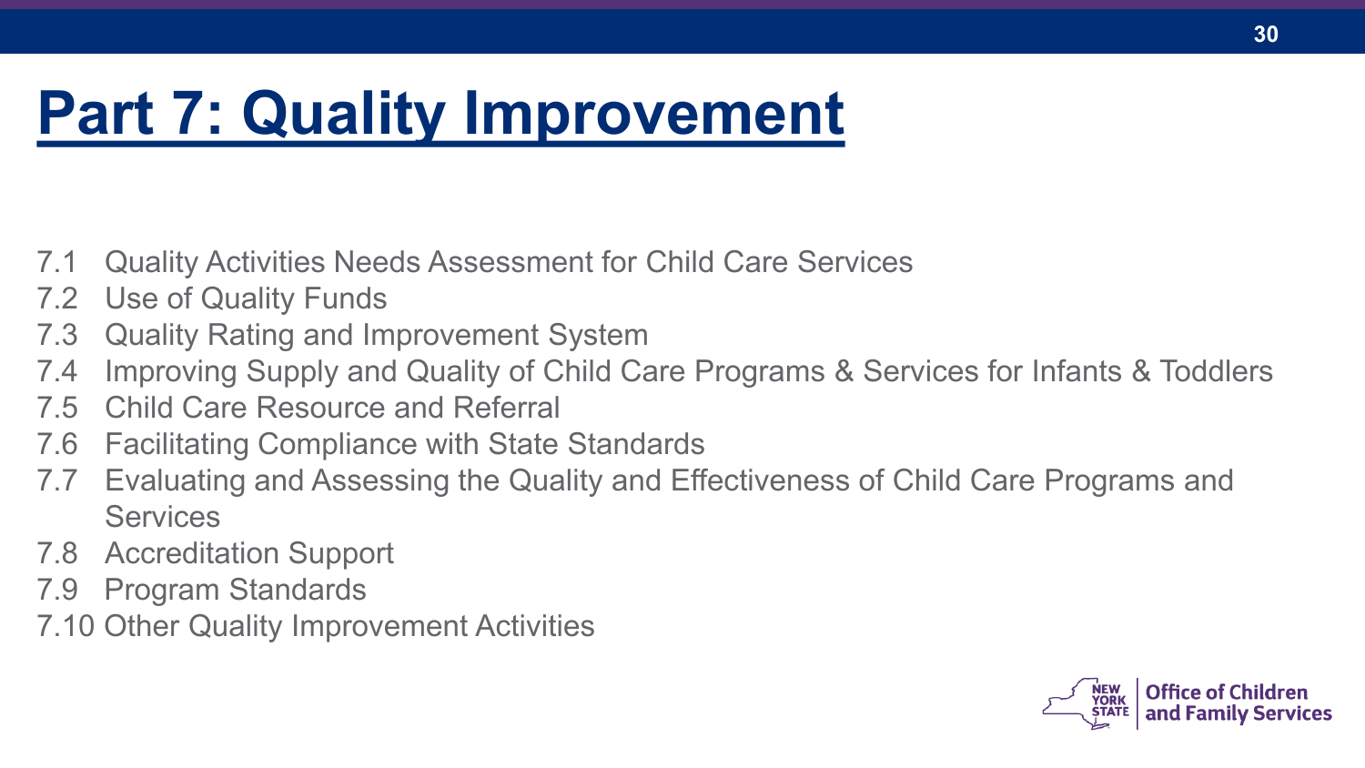# Part 7: Quality Improvement

7.1 Quality Activities Needs Assessment for Child Care Services
7.2 Use of Quality Funds
7.3 Quality Rating and Improvement System
7.4 Improving Supply and Quality of Child Care Programs & Services for Infants & Toddlers
7.5 Child Care Resource and Referral
7.6 Facilitating Compliance with State Standards
7.7 Evaluating and Assessing the Quality and Effectiveness of Child Care Programs and Services
7.8 Accreditation Support
7.9 Program Standards
7.10 Other Quality Improvement Activities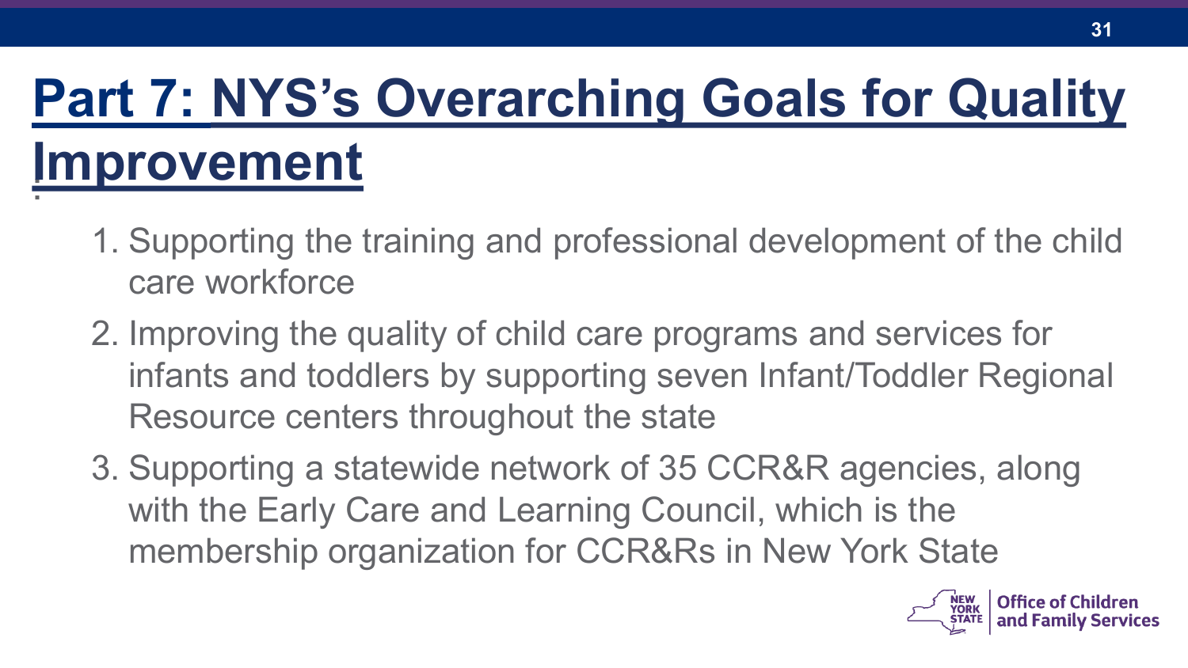# Part 7: NYS's Overarching Goals for Quality Improvement

1. Supporting the training and professional development of the child care workforce
2. Improving the quality of child care programs and services for infants and toddlers by supporting seven Infant/Toddler Regional Resource centers throughout the state
3. Supporting a statewide network of 35 CCR&R agencies, along with the Early Care and Learning Council, which is the membership organization for CCR&Rs in New York State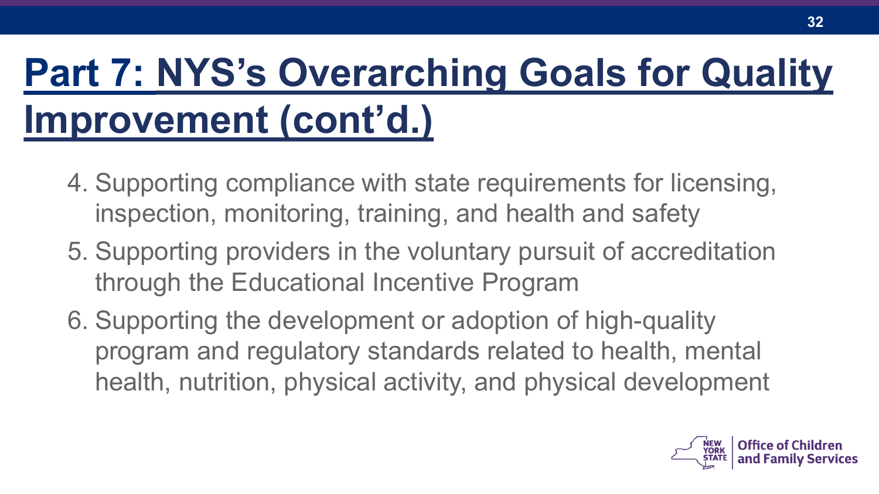# Part 7: NYS's Overarching Goals for Quality Improvement (cont'd.)

4. Supporting compliance with state requirements for licensing, inspection, monitoring, training, and health and safety
5. Supporting providers in the voluntary pursuit of accreditation through the Educational Incentive Program
6. Supporting the development or adoption of high-quality program and regulatory standards related to health, mental health, nutrition, physical activity, and physical development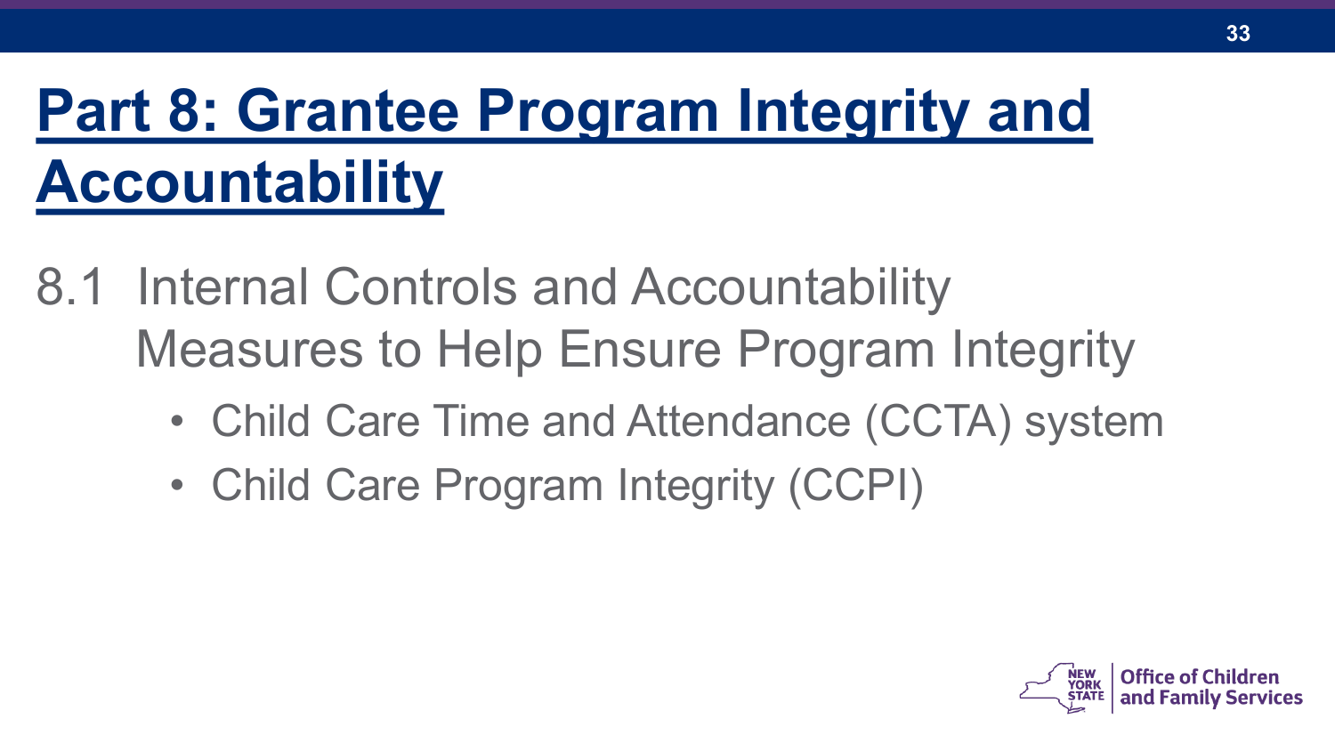# Part 8: Grantee Program Integrity and Accountability

## 8.1 Internal Controls and Accountability Measures to Help Ensure Program Integrity

- Child Care Time and Attendance (CCTA) system
- Child Care Program Integrity (CCPI)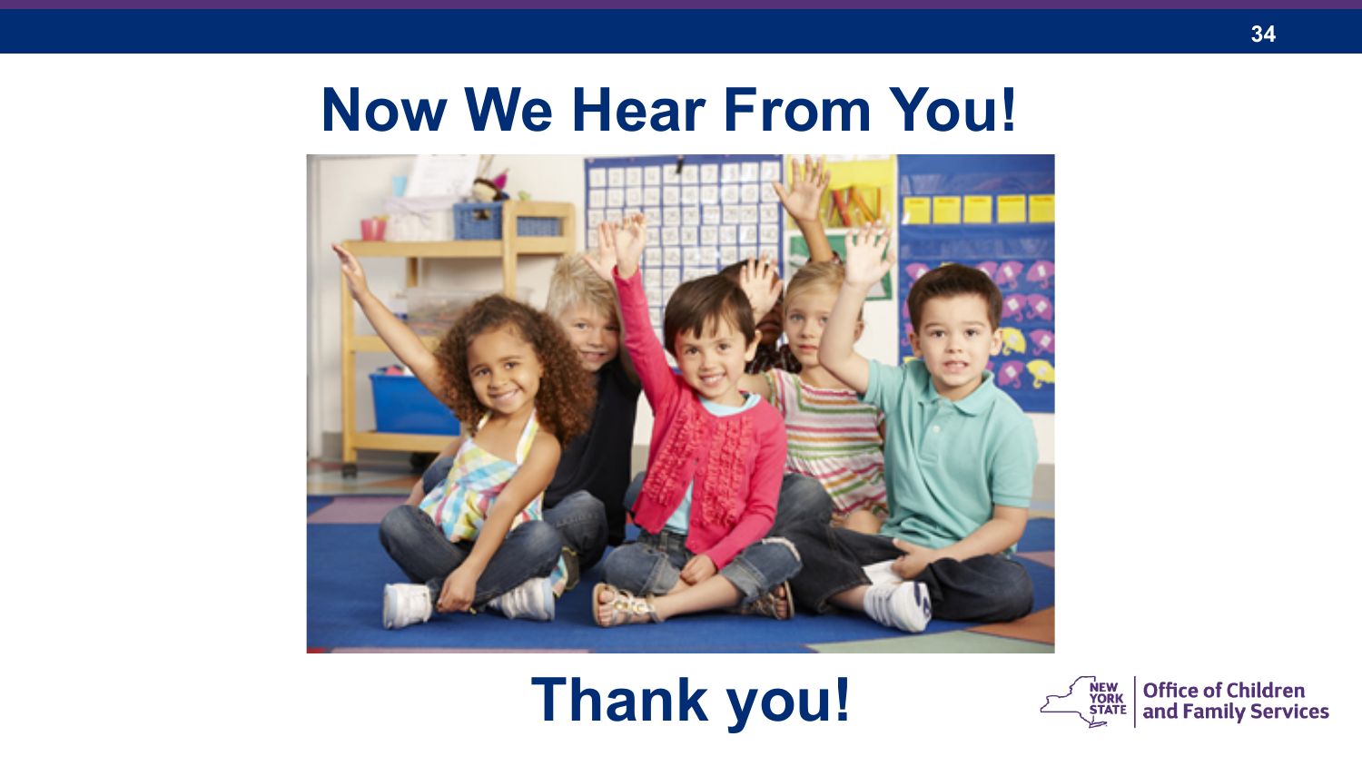# Now We Hear From You!

# Thank you!

Office of Children and Family Services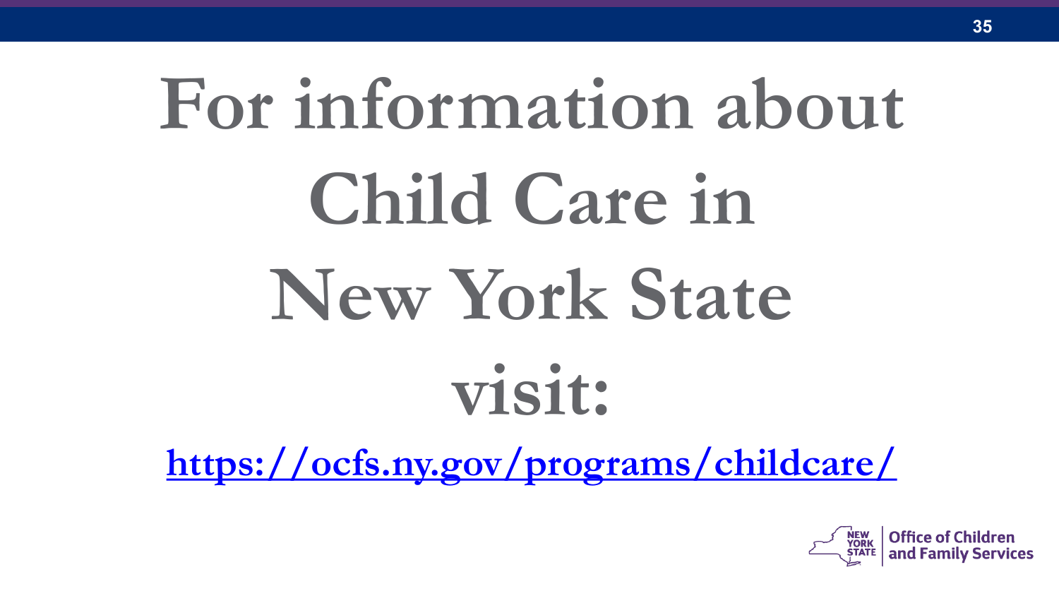# For information about Child Care in New York State visit:

[https://ocfs.ny.gov/programs/childcare/](https://ocfs.ny.gov/programs/childcare/)

NEW YORK STATE | Office of Children and Family Services